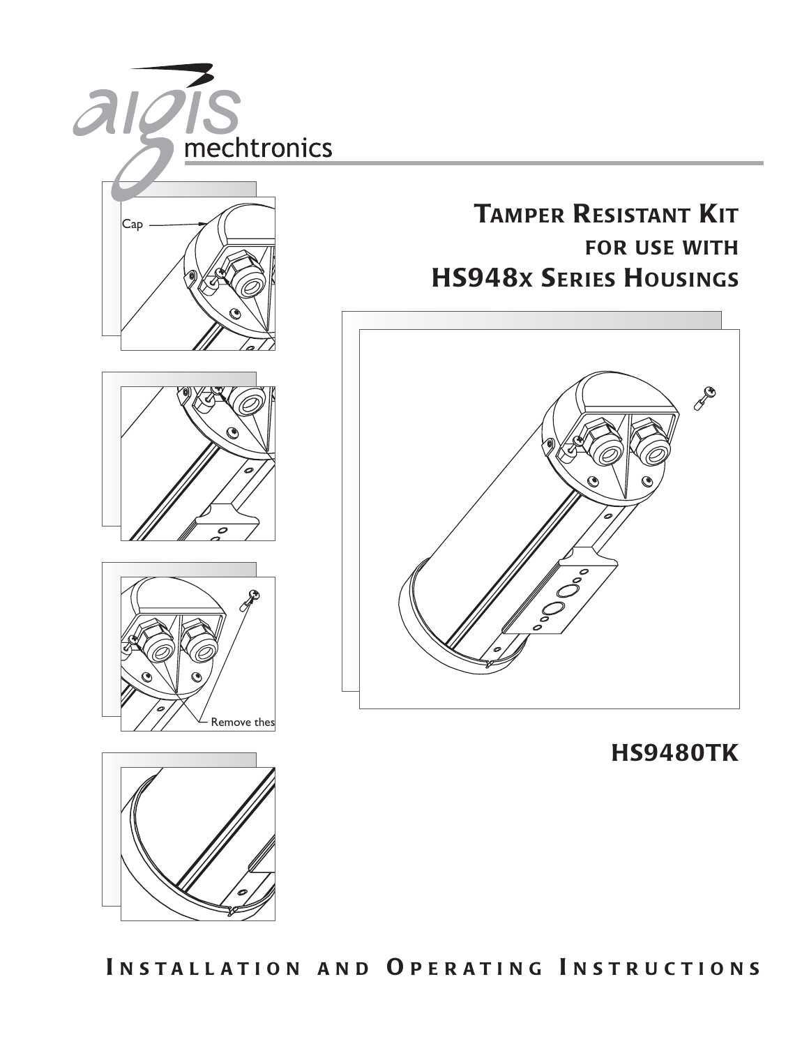# TAMPER RESISTANT KIT

## FOR USE WITH

## HS948x SERIES HOUSINGS

Cap

Remove thes

## HS9480TK

INSTALLATION AND OPERATING INSTRUCTIONS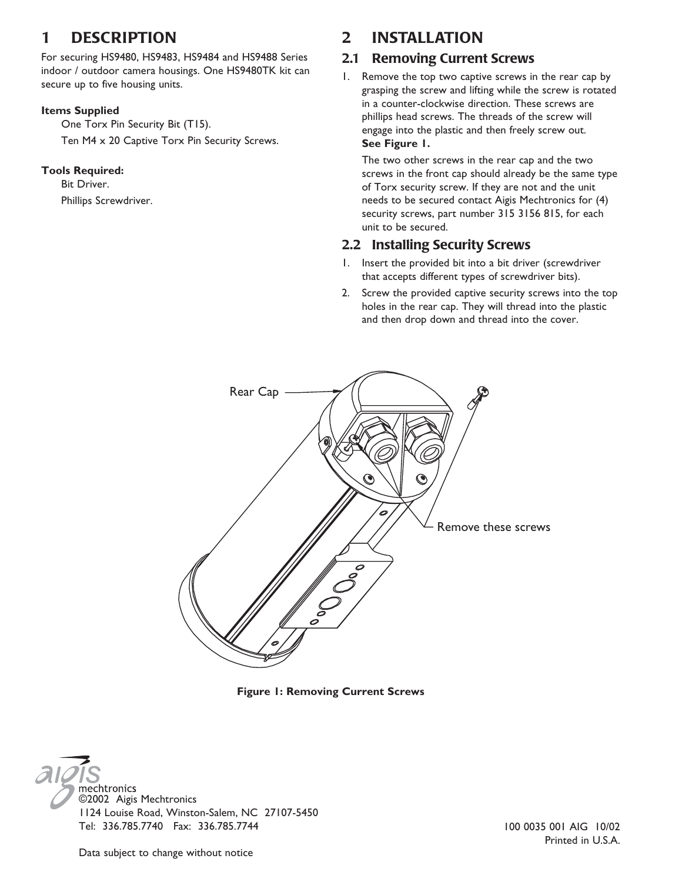## 1 DESCRIPTION

For securing HS9480, HS9483, HS9484 and HS9488 Series indoor / outdoor camera housings. One HS9480TK kit can secure up to five housing units.

**Items Supplied**

One Torx Pin Security Bit (T15).

Ten M4 x 20 Captive Torx Pin Security Screws.

**Tools Required:**

Bit Driver.

Phillips Screwdriver.

## 2 INSTALLATION

### 2.1 Removing Current Screws

1. Remove the top two captive screws in the rear cap by grasping the screw and lifting while the screw is rotated in a counter-clockwise direction. These screws are phillips head screws. The threads of the screw will engage into the plastic and then freely screw out. **See Figure 1.**

   The two other screws in the rear cap and the two screws in the front cap should already be the same type of Torx security screw. If they are not and the unit needs to be secured contact Aigis Mechtronics for (4) security screws, part number 315 3156 815, for each unit to be secured.

### 2.2 Installing Security Screws

1. Insert the provided bit into a bit driver (screwdriver that accepts different types of screwdriver bits).
2. Screw the provided captive security screws into the top holes in the rear cap. They will thread into the plastic and then drop down and thread into the cover.

Rear Cap

Remove these screws

**Figure 1: Removing Current Screws**

aigis mechtronics

©2002 Aigis Mechtronics

1124 Louise Road, Winston-Salem, NC 27107-5450

Tel: 336.785.7740 Fax: 336.785.7744

Data subject to change without notice

100 0035 001 AIG 10/02

Printed in U.S.A.